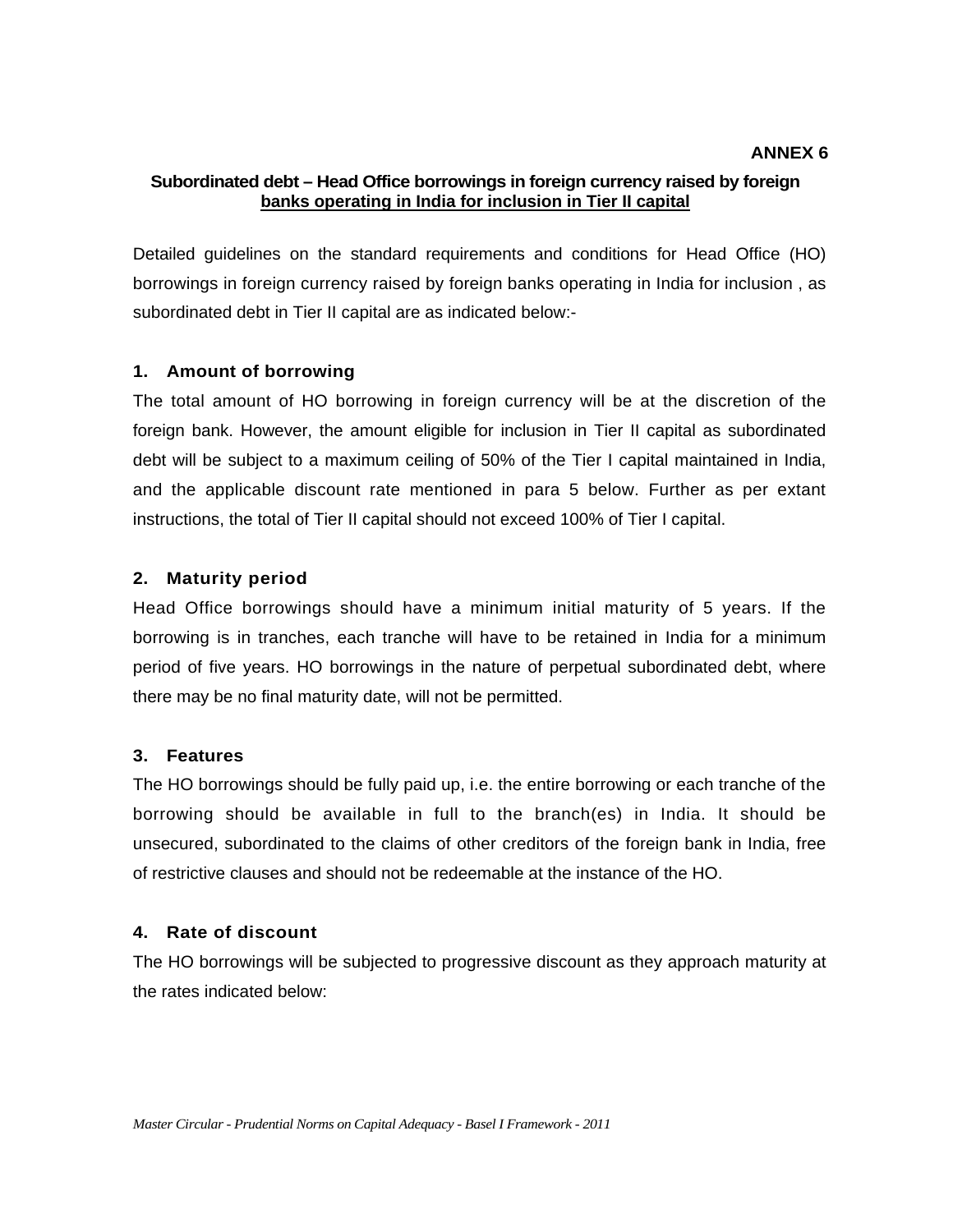**ANNEX 6**

## Subordinated debt – Head Office borrowings in foreign currency raised by foreign banks operating in India for inclusion in Tier II capital

Detailed guidelines on the standard requirements and conditions for Head Office (HO) borrowings in foreign currency raised by foreign banks operating in India for inclusion , as subordinated debt in Tier II capital are as indicated below:-

### 1. Amount of borrowing

The total amount of HO borrowing in foreign currency will be at the discretion of the foreign bank. However, the amount eligible for inclusion in Tier II capital as subordinated debt will be subject to a maximum ceiling of 50% of the Tier I capital maintained in India, and the applicable discount rate mentioned in para 5 below. Further as per extant instructions, the total of Tier II capital should not exceed 100% of Tier I capital.

### 2. Maturity period

Head Office borrowings should have a minimum initial maturity of 5 years. If the borrowing is in tranches, each tranche will have to be retained in India for a minimum period of five years. HO borrowings in the nature of perpetual subordinated debt, where there may be no final maturity date, will not be permitted.

### 3. Features

The HO borrowings should be fully paid up, i.e. the entire borrowing or each tranche of the borrowing should be available in full to the branch(es) in India. It should be unsecured, subordinated to the claims of other creditors of the foreign bank in India, free of restrictive clauses and should not be redeemable at the instance of the HO.

### 4. Rate of discount

The HO borrowings will be subjected to progressive discount as they approach maturity at the rates indicated below: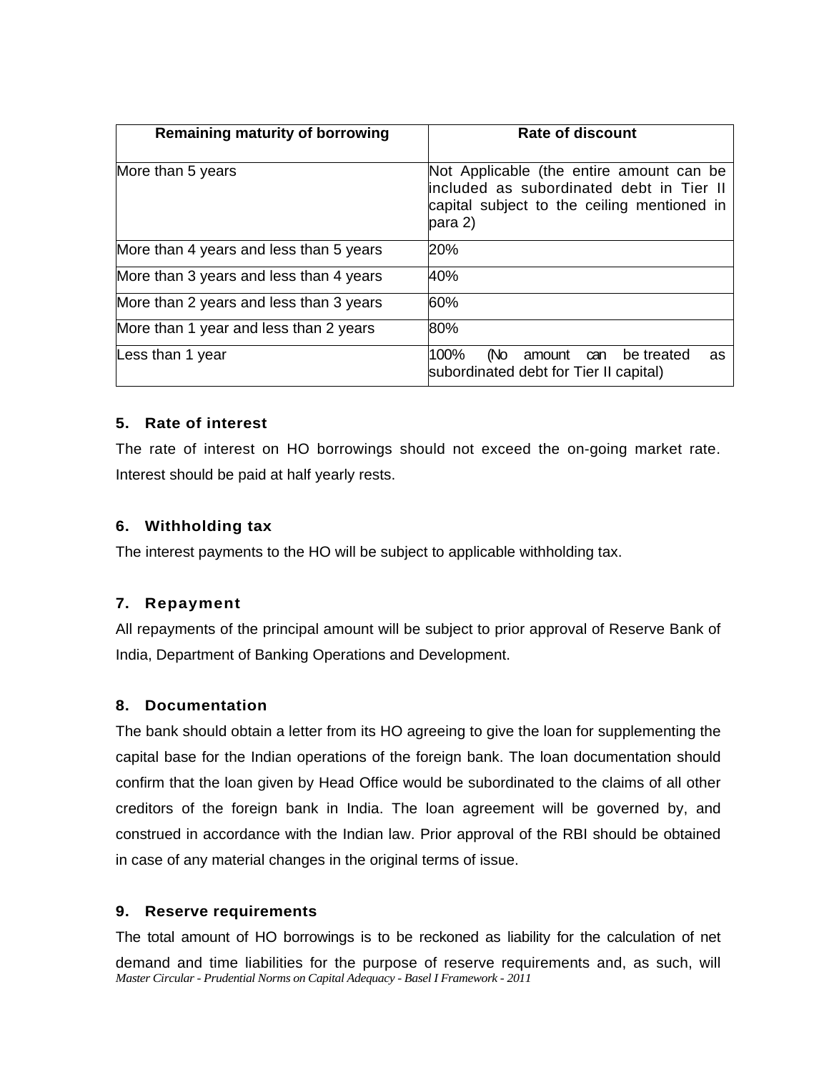| Remaining maturity of borrowing | Rate of discount |
| --- | --- |
| More than 5 years | Not Applicable (the entire amount can be included as subordinated debt in Tier II capital subject to the ceiling mentioned in para 2) |
| More than 4 years and less than 5 years | 20% |
| More than 3 years and less than 4 years | 40% |
| More than 2 years and less than 3 years | 60% |
| More than 1 year and less than 2 years | 80% |
| Less than 1 year | 100% (No amount can be treated as subordinated debt for Tier II capital) |

**5. Rate of interest**

The rate of interest on HO borrowings should not exceed the on-going market rate. Interest should be paid at half yearly rests.

**6. Withholding tax**

The interest payments to the HO will be subject to applicable withholding tax.

**7. Repayment**

All repayments of the principal amount will be subject to prior approval of Reserve Bank of India, Department of Banking Operations and Development.

**8. Documentation**

The bank should obtain a letter from its HO agreeing to give the loan for supplementing the capital base for the Indian operations of the foreign bank. The loan documentation should confirm that the loan given by Head Office would be subordinated to the claims of all other creditors of the foreign bank in India. The loan agreement will be governed by, and construed in accordance with the Indian law. Prior approval of the RBI should be obtained in case of any material changes in the original terms of issue.

**9. Reserve requirements**

The total amount of HO borrowings is to be reckoned as liability for the calculation of net demand and time liabilities for the purpose of reserve requirements and, as such, will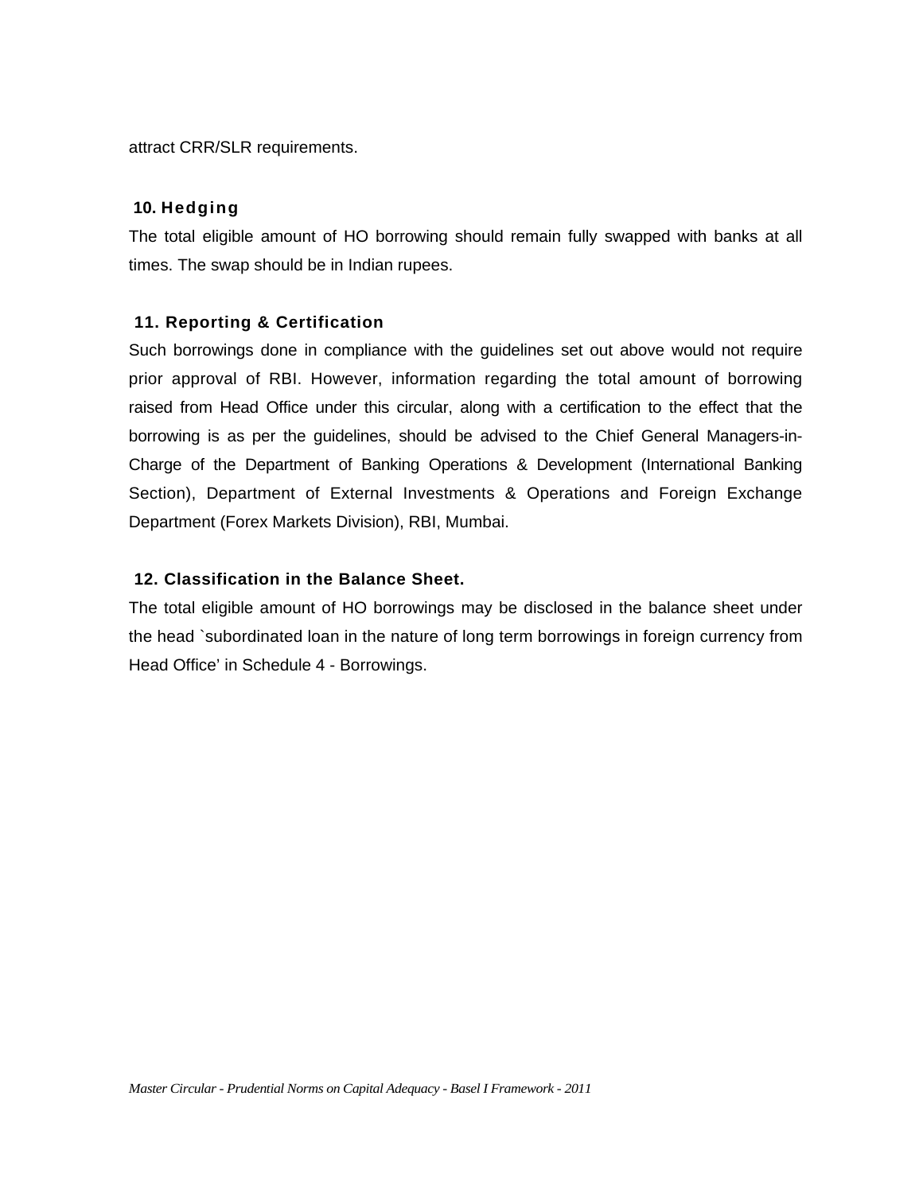attract CRR/SLR requirements.

**10. Hedging**

The total eligible amount of HO borrowing should remain fully swapped with banks at all times. The swap should be in Indian rupees.

**11. Reporting & Certification**

Such borrowings done in compliance with the guidelines set out above would not require prior approval of RBI. However, information regarding the total amount of borrowing raised from Head Office under this circular, along with a certification to the effect that the borrowing is as per the guidelines, should be advised to the Chief General Managers-in-Charge of the Department of Banking Operations & Development (International Banking Section), Department of External Investments & Operations and Foreign Exchange Department (Forex Markets Division), RBI, Mumbai.

**12. Classification in the Balance Sheet.**

The total eligible amount of HO borrowings may be disclosed in the balance sheet under the head `subordinated loan in the nature of long term borrowings in foreign currency from Head Office' in Schedule 4 - Borrowings.